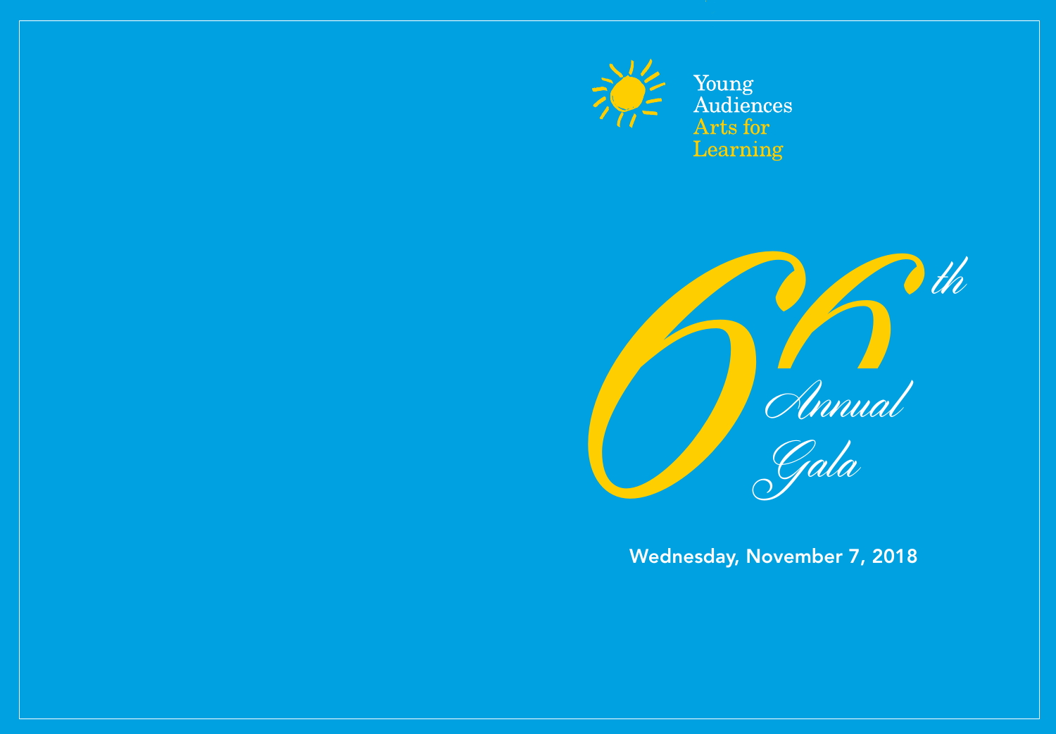Young Audiences Arts for Learning

# 66th Annual Gala

**Wednesday, November 7, 2018**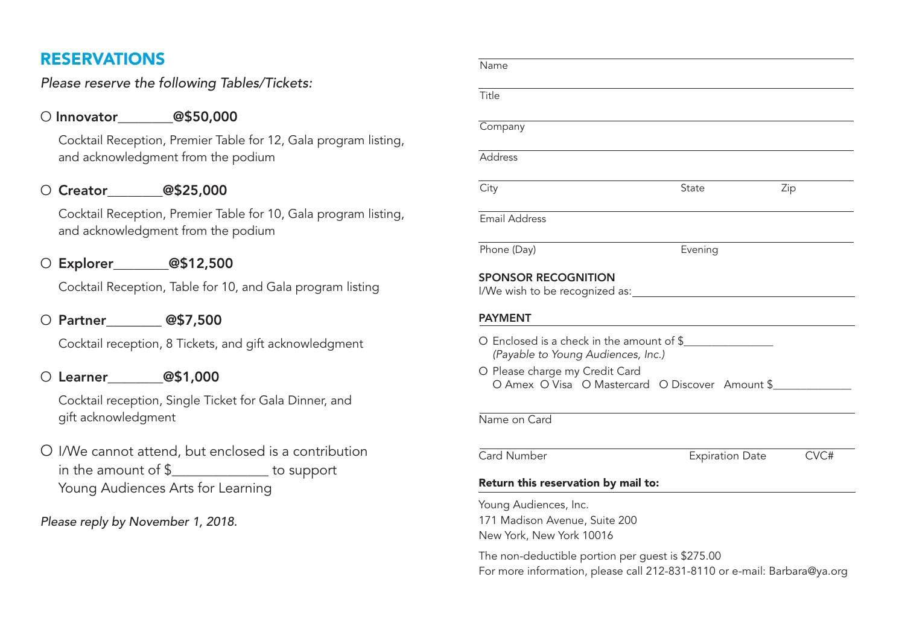## RESERVATIONS

*Please reserve the following Tables/Tickets:*

○ **Innovator________@$50,000**

Cocktail Reception, Premier Table for 12, Gala program listing, and acknowledgment from the podium

○ **Creator________@$25,000**

Cocktail Reception, Premier Table for 10, Gala program listing, and acknowledgment from the podium

○ **Explorer________@$12,500**

Cocktail Reception, Table for 10, and Gala program listing

○ **Partner________ @$7,500**

Cocktail reception, 8 Tickets, and gift acknowledgment

○ **Learner________@$1,000**

Cocktail reception, Single Ticket for Gala Dinner, and gift acknowledgment

○ I/We cannot attend, but enclosed is a contribution in the amount of $______________ to support Young Audiences Arts for Learning

*Please reply by November 1, 2018.*

Name

Title

Company

Address

City State Zip

Email Address

Phone (Day) Evening

**SPONSOR RECOGNITION**

I/We wish to be recognized as:________________________________________

**PAYMENT**

O Enclosed is a check in the amount of $_______________
*(Payable to Young Audiences, Inc.)*

O Please charge my Credit Card
O Amex O Visa O Mastercard O Discover Amount $_____________

Name on Card

Card Number Expiration Date CVC#

**Return this reservation by mail to:**

Young Audiences, Inc.
171 Madison Avenue, Suite 200
New York, New York 10016

The non-deductible portion per guest is $275.00
For more information, please call 212-831-8110 or e-mail: Barbara@ya.org